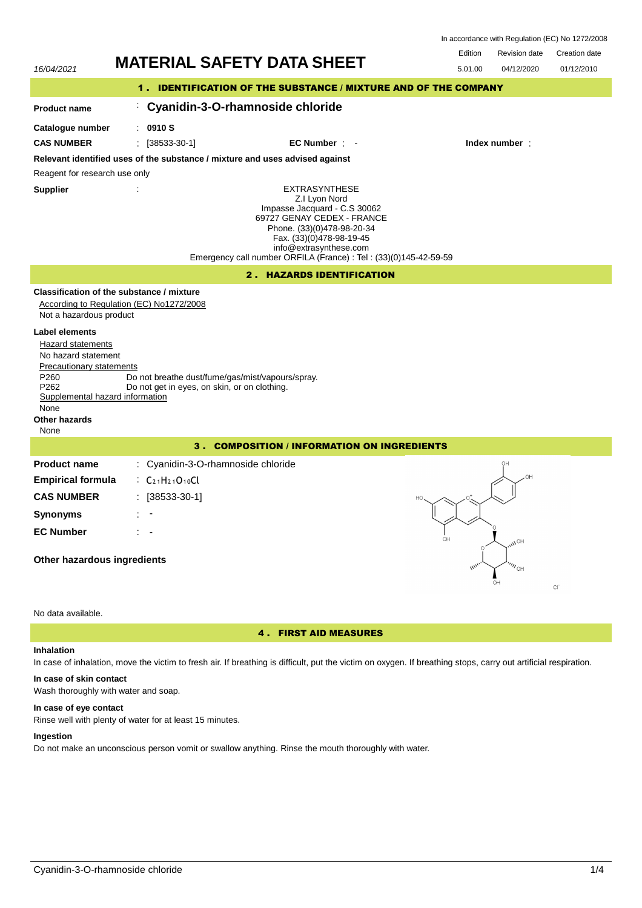In accordance with Regulation (EC) No 1272/2008

16/04/2021

# MATERIAL SAFETY DATA SHEET

| Edition | Revision date | Creation date |
|---|---|---|
| 5.01.00 | 04/12/2020 | 01/12/2010 |

## 1 . IDENTIFICATION OF THE SUBSTANCE / MIXTURE AND OF THE COMPANY

**Product name** : **Cyanidin-3-O-rhamnoside chloride**

**Catalogue number** : **0910 S**

**CAS NUMBER** : [38533-30-1] **EC Number** : - **Index number** :

**Relevant identified uses of the substance / mixture and uses advised against**

Reagent for research use only

**Supplier** :

EXTRASYNTHESE
Z.I Lyon Nord
Impasse Jacquard - C.S 30062
69727 GENAY CEDEX - FRANCE
Phone. (33)(0)478-98-20-34
Fax. (33)(0)478-98-19-45
info@extrasynthese.com
Emergency call number ORFILA (France) : Tel : (33)(0)145-42-59-59

## 2 . HAZARDS IDENTIFICATION

**Classification of the substance / mixture**

According to Regulation (EC) No1272/2008

Not a hazardous product

**Label elements**

Hazard statements

No hazard statement

Precautionary statements

P260 Do not breathe dust/fume/gas/mist/vapours/spray.
P262 Do not get in eyes, on skin, or on clothing.

Supplemental hazard information

None

**Other hazards**

None

## 3 . COMPOSITION / INFORMATION ON INGREDIENTS

**Product name** : Cyanidin-3-O-rhamnoside chloride

**Empirical formula** : $C_{21}H_{21}O_{10}Cl$

**CAS NUMBER** : [38533-30-1]

**Synonyms** : -

**EC Number** : -

**Other hazardous ingredients**

No data available.

## 4 . FIRST AID MEASURES

**Inhalation**

In case of inhalation, move the victim to fresh air. If breathing is difficult, put the victim on oxygen. If breathing stops, carry out artificial respiration.

**In case of skin contact**

Wash thoroughly with water and soap.

**In case of eye contact**

Rinse well with plenty of water for at least 15 minutes.

**Ingestion**

Do not make an unconscious person vomit or swallow anything. Rinse the mouth thoroughly with water.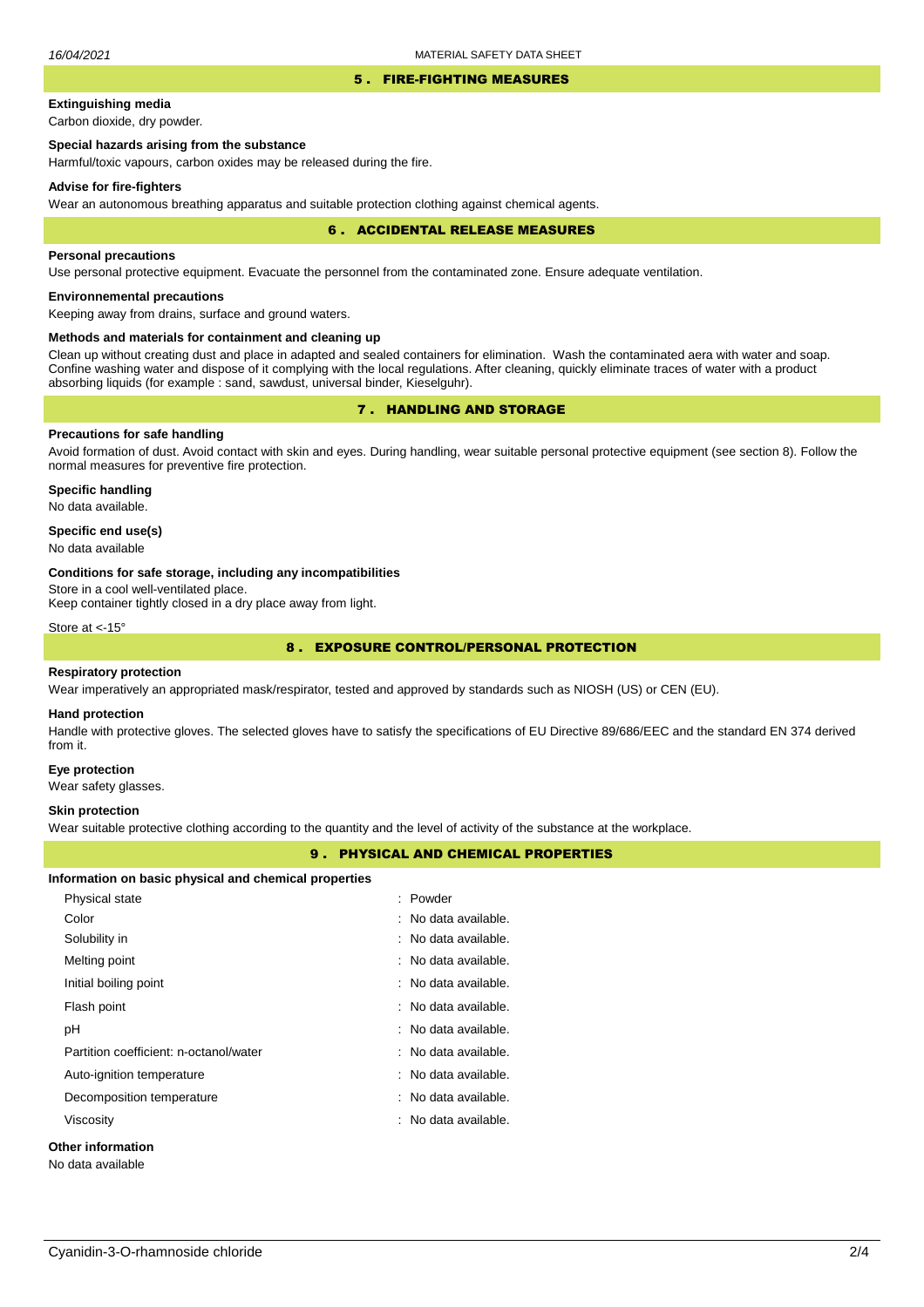## 5 . FIRE-FIGHTING MEASURES

**Extinguishing media**

Carbon dioxide, dry powder.

**Special hazards arising from the substance**

Harmful/toxic vapours, carbon oxides may be released during the fire.

**Advise for fire-fighters**

Wear an autonomous breathing apparatus and suitable protection clothing against chemical agents.

## 6 . ACCIDENTAL RELEASE MEASURES

**Personal precautions**

Use personal protective equipment. Evacuate the personnel from the contaminated zone. Ensure adequate ventilation.

**Environnemental precautions**

Keeping away from drains, surface and ground waters.

**Methods and materials for containment and cleaning up**

Clean up without creating dust and place in adapted and sealed containers for elimination. Wash the contaminated aera with water and soap. Confine washing water and dispose of it complying with the local regulations. After cleaning, quickly eliminate traces of water with a product absorbing liquids (for example : sand, sawdust, universal binder, Kieselguhr).

## 7 . HANDLING AND STORAGE

**Precautions for safe handling**

Avoid formation of dust. Avoid contact with skin and eyes. During handling, wear suitable personal protective equipment (see section 8). Follow the normal measures for preventive fire protection.

**Specific handling**

No data available.

**Specific end use(s)**

No data available

**Conditions for safe storage, including any incompatibilities**

Store in a cool well-ventilated place.
Keep container tightly closed in a dry place away from light.

Store at <-15°

## 8 . EXPOSURE CONTROL/PERSONAL PROTECTION

**Respiratory protection**

Wear imperatively an appropriated mask/respirator, tested and approved by standards such as NIOSH (US) or CEN (EU).

**Hand protection**

Handle with protective gloves. The selected gloves have to satisfy the specifications of EU Directive 89/686/EEC and the standard EN 374 derived from it.

**Eye protection**

Wear safety glasses.

**Skin protection**

Wear suitable protective clothing according to the quantity and the level of activity of the substance at the workplace.

## 9 . PHYSICAL AND CHEMICAL PROPERTIES

**Information on basic physical and chemical properties**

| Property | Value |
|---|---|
| Physical state | : Powder |
| Color | : No data available. |
| Solubility in | : No data available. |
| Melting point | : No data available. |
| Initial boiling point | : No data available. |
| Flash point | : No data available. |
| pH | : No data available. |
| Partition coefficient: n-octanol/water | : No data available. |
| Auto-ignition temperature | : No data available. |
| Decomposition temperature | : No data available. |
| Viscosity | : No data available. |

**Other information**

No data available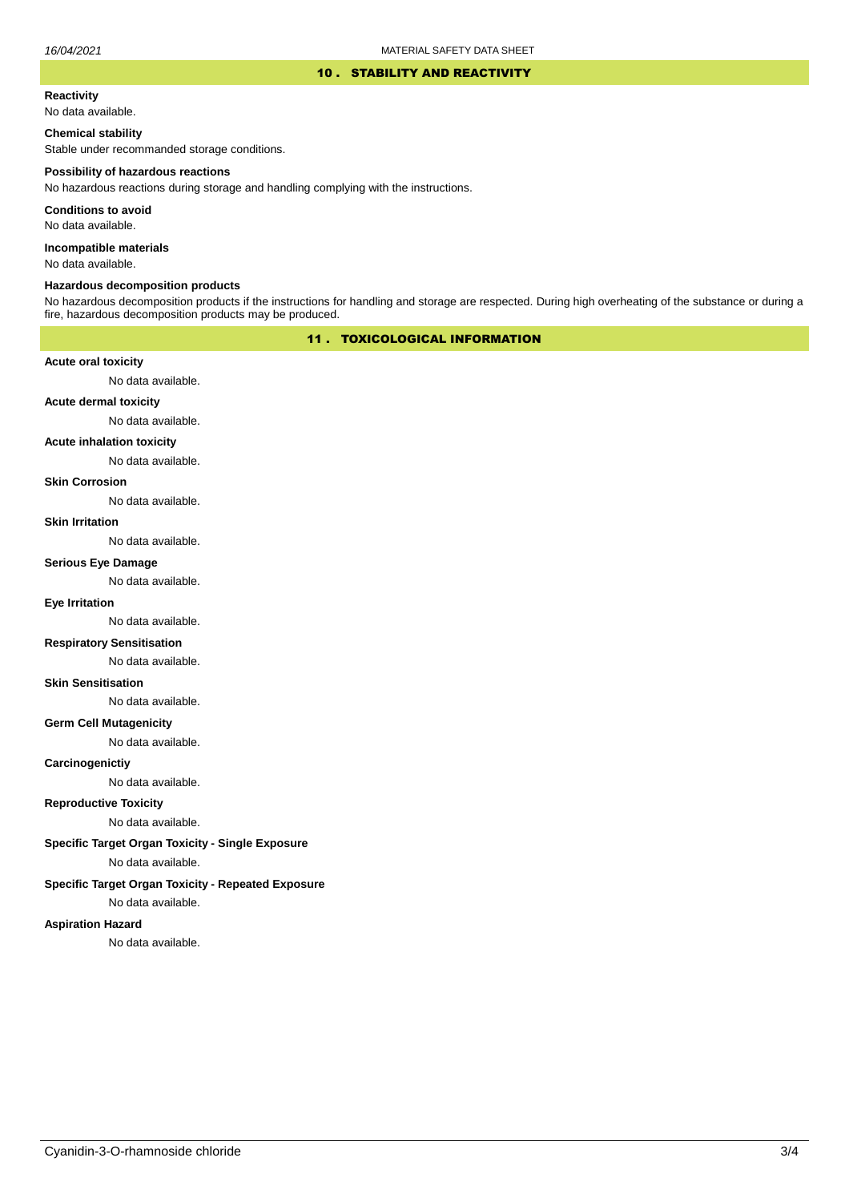## 10 . STABILITY AND REACTIVITY

**Reactivity**

No data available.

**Chemical stability**

Stable under recommanded storage conditions.

**Possibility of hazardous reactions**

No hazardous reactions during storage and handling complying with the instructions.

**Conditions to avoid**

No data available.

**Incompatible materials**

No data available.

**Hazardous decomposition products**

No hazardous decomposition products if the instructions for handling and storage are respected. During high overheating of the substance or during a fire, hazardous decomposition products may be produced.

## 11 . TOXICOLOGICAL INFORMATION

**Acute oral toxicity**

No data available.

**Acute dermal toxicity**

No data available.

**Acute inhalation toxicity**

No data available.

**Skin Corrosion**

No data available.

**Skin Irritation**

No data available.

**Serious Eye Damage**

No data available.

**Eye Irritation**

No data available.

**Respiratory Sensitisation**

No data available.

**Skin Sensitisation**

No data available.

**Germ Cell Mutagenicity**

No data available.

**Carcinogenictiy**

No data available.

**Reproductive Toxicity**

No data available.

**Specific Target Organ Toxicity - Single Exposure**

No data available.

**Specific Target Organ Toxicity - Repeated Exposure**

No data available.

**Aspiration Hazard**

No data available.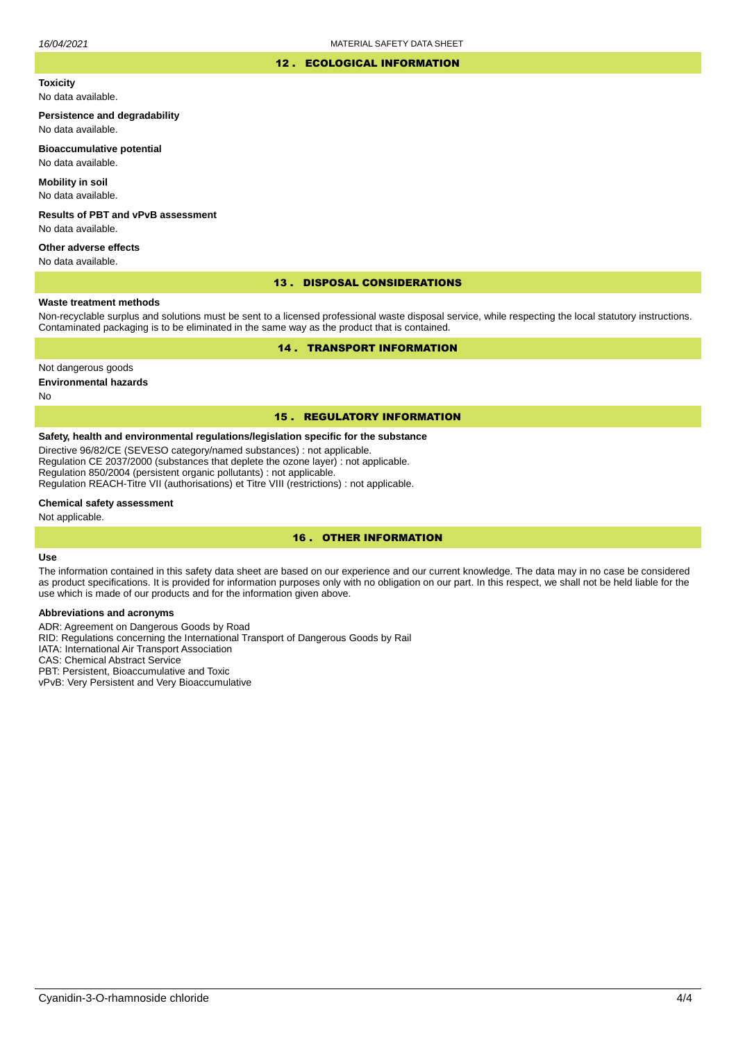## 12 . ECOLOGICAL INFORMATION

**Toxicity**

No data available.

**Persistence and degradability**

No data available.

**Bioaccumulative potential**

No data available.

**Mobility in soil**

No data available.

**Results of PBT and vPvB assessment**

No data available.

**Other adverse effects**

No data available.

## 13 . DISPOSAL CONSIDERATIONS

**Waste treatment methods**

Non-recyclable surplus and solutions must be sent to a licensed professional waste disposal service, while respecting the local statutory instructions. Contaminated packaging is to be eliminated in the same way as the product that is contained.

## 14 . TRANSPORT INFORMATION

Not dangerous goods

**Environmental hazards**

No

## 15 . REGULATORY INFORMATION

**Safety, health and environmental regulations/legislation specific for the substance**

Directive 96/82/CE (SEVESO category/named substances) : not applicable.
Regulation CE 2037/2000 (substances that deplete the ozone layer) : not applicable.
Regulation 850/2004 (persistent organic pollutants) : not applicable.
Regulation REACH-Titre VII (authorisations) et Titre VIII (restrictions) : not applicable.

**Chemical safety assessment**

Not applicable.

## 16 . OTHER INFORMATION

**Use**

The information contained in this safety data sheet are based on our experience and our current knowledge. The data may in no case be considered as product specifications. It is provided for information purposes only with no obligation on our part. In this respect, we shall not be held liable for the use which is made of our products and for the information given above.

**Abbreviations and acronyms**

ADR: Agreement on Dangerous Goods by Road
RID: Regulations concerning the International Transport of Dangerous Goods by Rail
IATA: International Air Transport Association
CAS: Chemical Abstract Service
PBT: Persistent, Bioaccumulative and Toxic
vPvB: Very Persistent and Very Bioaccumulative